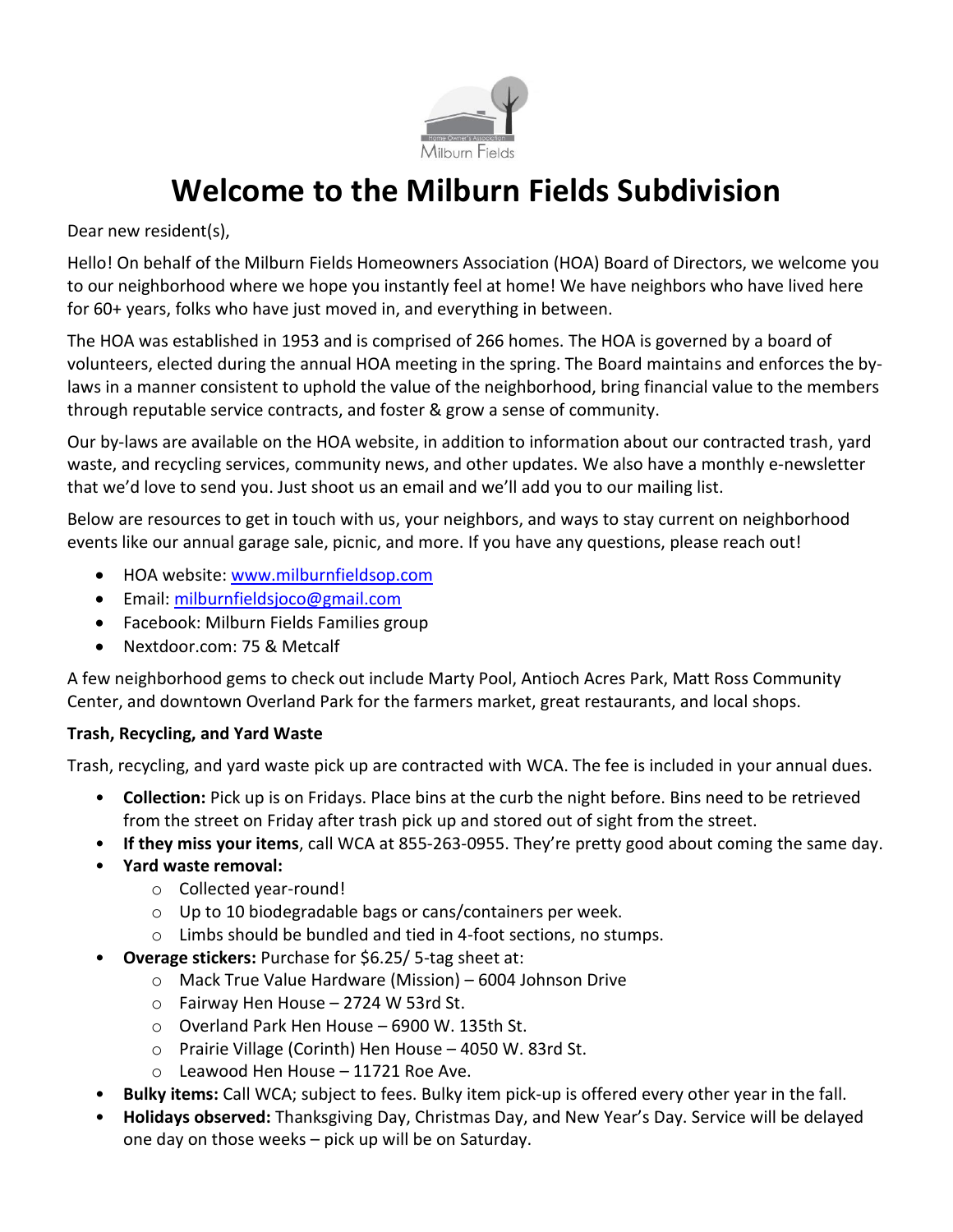# Welcome to the Milburn Fields Subdivision

Dear new resident(s),

Hello! On behalf of the Milburn Fields Homeowners Association (HOA) Board of Directors, we welcome you to our neighborhood where we hope you instantly feel at home! We have neighbors who have lived here for 60+ years, folks who have just moved in, and everything in between.

The HOA was established in 1953 and is comprised of 266 homes. The HOA is governed by a board of volunteers, elected during the annual HOA meeting in the spring. The Board maintains and enforces the by-laws in a manner consistent to uphold the value of the neighborhood, bring financial value to the members through reputable service contracts, and foster & grow a sense of community.

Our by-laws are available on the HOA website, in addition to information about our contracted trash, yard waste, and recycling services, community news, and other updates. We also have a monthly e-newsletter that we'd love to send you. Just shoot us an email and we'll add you to our mailing list.

Below are resources to get in touch with us, your neighbors, and ways to stay current on neighborhood events like our annual garage sale, picnic, and more. If you have any questions, please reach out!

- HOA website: www.milburnfieldsop.com
- Email: milburnfieldsjoco@gmail.com
- Facebook: Milburn Fields Families group
- Nextdoor.com: 75 & Metcalf

A few neighborhood gems to check out include Marty Pool, Antioch Acres Park, Matt Ross Community Center, and downtown Overland Park for the farmers market, great restaurants, and local shops.

**Trash, Recycling, and Yard Waste**

Trash, recycling, and yard waste pick up are contracted with WCA. The fee is included in your annual dues.

- **Collection:** Pick up is on Fridays. Place bins at the curb the night before. Bins need to be retrieved from the street on Friday after trash pick up and stored out of sight from the street.
- **If they miss your items**, call WCA at 855-263-0955. They're pretty good about coming the same day.
- **Yard waste removal:**
  - Collected year-round!
  - Up to 10 biodegradable bags or cans/containers per week.
  - Limbs should be bundled and tied in 4-foot sections, no stumps.
- **Overage stickers:** Purchase for $6.25/ 5-tag sheet at:
  - Mack True Value Hardware (Mission) – 6004 Johnson Drive
  - Fairway Hen House – 2724 W 53rd St.
  - Overland Park Hen House – 6900 W. 135th St.
  - Prairie Village (Corinth) Hen House – 4050 W. 83rd St.
  - Leawood Hen House – 11721 Roe Ave.
- **Bulky items:** Call WCA; subject to fees. Bulky item pick-up is offered every other year in the fall.
- **Holidays observed:** Thanksgiving Day, Christmas Day, and New Year's Day. Service will be delayed one day on those weeks – pick up will be on Saturday.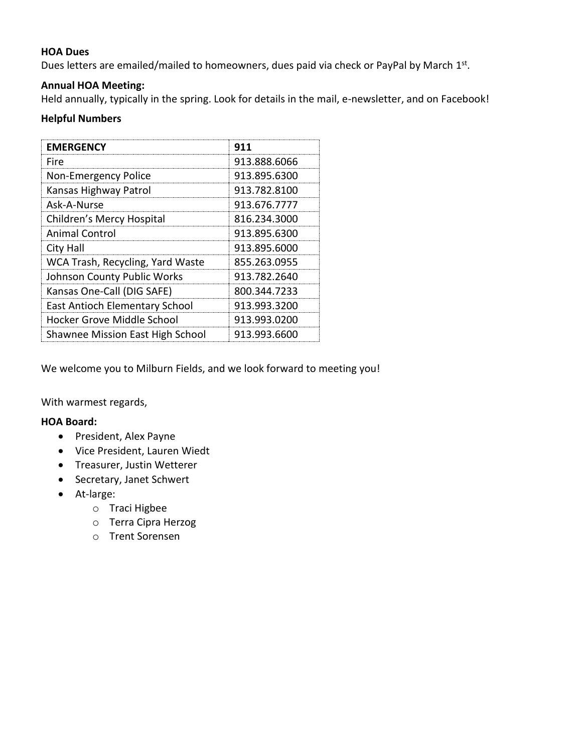**HOA Dues**

Dues letters are emailed/mailed to homeowners, dues paid via check or PayPal by March 1st.

**Annual HOA Meeting:**

Held annually, typically in the spring. Look for details in the mail, e-newsletter, and on Facebook!

**Helpful Numbers**

| **EMERGENCY** | **911** |
|---|---|
| Fire | 913.888.6066 |
| Non-Emergency Police | 913.895.6300 |
| Kansas Highway Patrol | 913.782.8100 |
| Ask-A-Nurse | 913.676.7777 |
| Children's Mercy Hospital | 816.234.3000 |
| Animal Control | 913.895.6300 |
| City Hall | 913.895.6000 |
| WCA Trash, Recycling, Yard Waste | 855.263.0955 |
| Johnson County Public Works | 913.782.2640 |
| Kansas One-Call (DIG SAFE) | 800.344.7233 |
| East Antioch Elementary School | 913.993.3200 |
| Hocker Grove Middle School | 913.993.0200 |
| Shawnee Mission East High School | 913.993.6600 |

We welcome you to Milburn Fields, and we look forward to meeting you!

With warmest regards,

**HOA Board:**

- President, Alex Payne
- Vice President, Lauren Wiedt
- Treasurer, Justin Wetterer
- Secretary, Janet Schwert
- At-large:
    - Traci Higbee
    - Terra Cipra Herzog
    - Trent Sorensen